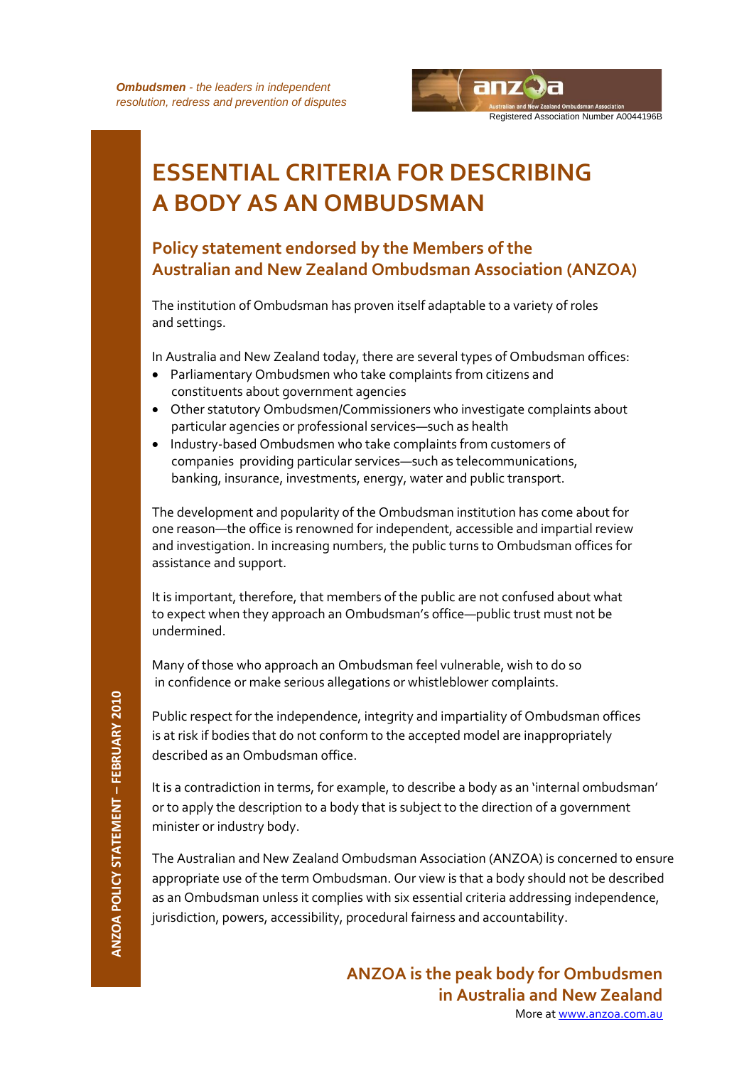*Ombudsmen - the leaders in independent resolution, redress and prevention of disputes*

Registered Association Number A0044196B

# ESSENTIAL CRITERIA FOR DESCRIBING A BODY AS AN OMBUDSMAN

## Policy statement endorsed by the Members of the Australian and New Zealand Ombudsman Association (ANZOA)

The institution of Ombudsman has proven itself adaptable to a variety of roles and settings.

In Australia and New Zealand today, there are several types of Ombudsman offices:

- Parliamentary Ombudsmen who take complaints from citizens and constituents about government agencies
- Other statutory Ombudsmen/Commissioners who investigate complaints about particular agencies or professional services—such as health
- Industry-based Ombudsmen who take complaints from customers of companies providing particular services—such as telecommunications, banking, insurance, investments, energy, water and public transport.

The development and popularity of the Ombudsman institution has come about for one reason—the office is renowned for independent, accessible and impartial review and investigation. In increasing numbers, the public turns to Ombudsman offices for assistance and support.

It is important, therefore, that members of the public are not confused about what to expect when they approach an Ombudsman's office—public trust must not be undermined.

Many of those who approach an Ombudsman feel vulnerable, wish to do so in confidence or make serious allegations or whistleblower complaints.

Public respect for the independence, integrity and impartiality of Ombudsman offices is at risk if bodies that do not conform to the accepted model are inappropriately described as an Ombudsman office.

It is a contradiction in terms, for example, to describe a body as an 'internal ombudsman' or to apply the description to a body that is subject to the direction of a government minister or industry body.

The Australian and New Zealand Ombudsman Association (ANZOA) is concerned to ensure appropriate use of the term Ombudsman. Our view is that a body should not be described as an Ombudsman unless it complies with six essential criteria addressing independence, jurisdiction, powers, accessibility, procedural fairness and accountability.

ANZOA POLICY STATEMENT – FEBRUARY 2010

**ANZOA is the peak body for Ombudsmen in Australia and New Zealand**

More at www.anzoa.com.au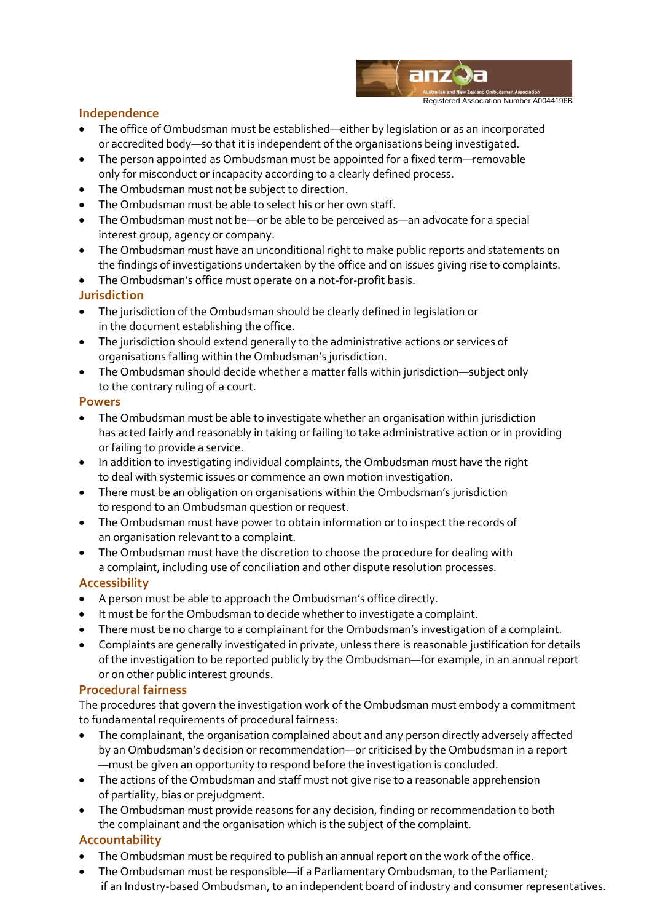## Independence

- The office of Ombudsman must be established—either by legislation or as an incorporated or accredited body—so that it is independent of the organisations being investigated.
- The person appointed as Ombudsman must be appointed for a fixed term—removable only for misconduct or incapacity according to a clearly defined process.
- The Ombudsman must not be subject to direction.
- The Ombudsman must be able to select his or her own staff.
- The Ombudsman must not be—or be able to be perceived as—an advocate for a special interest group, agency or company.
- The Ombudsman must have an unconditional right to make public reports and statements on the findings of investigations undertaken by the office and on issues giving rise to complaints.
- The Ombudsman's office must operate on a not-for-profit basis.

## Jurisdiction

- The jurisdiction of the Ombudsman should be clearly defined in legislation or in the document establishing the office.
- The jurisdiction should extend generally to the administrative actions or services of organisations falling within the Ombudsman's jurisdiction.
- The Ombudsman should decide whether a matter falls within jurisdiction—subject only to the contrary ruling of a court.

## Powers

- The Ombudsman must be able to investigate whether an organisation within jurisdiction has acted fairly and reasonably in taking or failing to take administrative action or in providing or failing to provide a service.
- In addition to investigating individual complaints, the Ombudsman must have the right to deal with systemic issues or commence an own motion investigation.
- There must be an obligation on organisations within the Ombudsman's jurisdiction to respond to an Ombudsman question or request.
- The Ombudsman must have power to obtain information or to inspect the records of an organisation relevant to a complaint.
- The Ombudsman must have the discretion to choose the procedure for dealing with a complaint, including use of conciliation and other dispute resolution processes.

## Accessibility

- A person must be able to approach the Ombudsman's office directly.
- It must be for the Ombudsman to decide whether to investigate a complaint.
- There must be no charge to a complainant for the Ombudsman's investigation of a complaint.
- Complaints are generally investigated in private, unless there is reasonable justification for details of the investigation to be reported publicly by the Ombudsman—for example, in an annual report or on other public interest grounds.

## Procedural fairness

The procedures that govern the investigation work of the Ombudsman must embody a commitment to fundamental requirements of procedural fairness:

- The complainant, the organisation complained about and any person directly adversely affected by an Ombudsman's decision or recommendation—or criticised by the Ombudsman in a report—must be given an opportunity to respond before the investigation is concluded.
- The actions of the Ombudsman and staff must not give rise to a reasonable apprehension of partiality, bias or prejudgment.
- The Ombudsman must provide reasons for any decision, finding or recommendation to both the complainant and the organisation which is the subject of the complaint.

## Accountability

- The Ombudsman must be required to publish an annual report on the work of the office.
- The Ombudsman must be responsible—if a Parliamentary Ombudsman, to the Parliament; if an Industry-based Ombudsman, to an independent board of industry and consumer representatives.